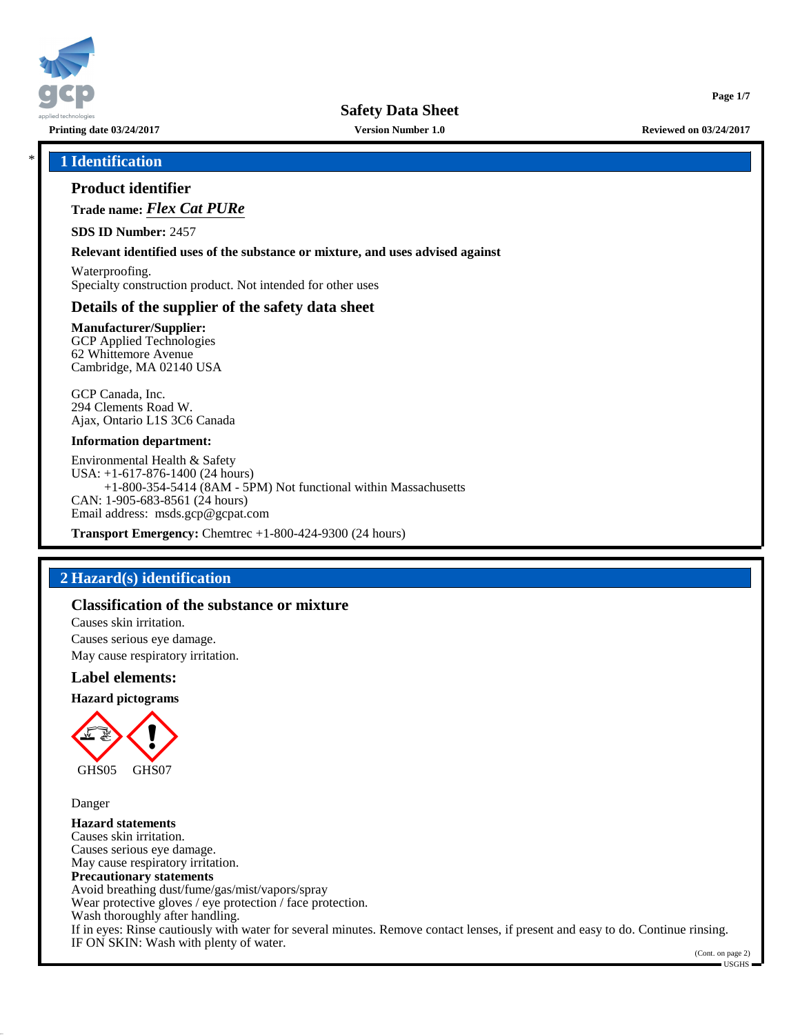# Safety Data Sheet

**Printing date 03/24/2017** **Version Number 1.0** **Reviewed on 03/24/2017**

## * 1 Identification

### Product identifier

**Trade name:** ***Flex Cat PURe***

**SDS ID Number:** 2457

**Relevant identified uses of the substance or mixture, and uses advised against**

Waterproofing.
Specialty construction product. Not intended for other uses

### Details of the supplier of the safety data sheet

**Manufacturer/Supplier:**
GCP Applied Technologies
62 Whittemore Avenue
Cambridge, MA 02140 USA

GCP Canada, Inc.
294 Clements Road W.
Ajax, Ontario L1S 3C6 Canada

**Information department:**

Environmental Health & Safety
USA: +1-617-876-1400 (24 hours)
+1-800-354-5414 (8AM - 5PM) Not functional within Massachusetts
CAN: 1-905-683-8561 (24 hours)
Email address: msds.gcp@gcpat.com

**Transport Emergency:** Chemtrec +1-800-424-9300 (24 hours)

## 2 Hazard(s) identification

### Classification of the substance or mixture

Causes skin irritation.
Causes serious eye damage.
May cause respiratory irritation.

### Label elements:

**Hazard pictograms**

GHS05 GHS07

Danger

**Hazard statements**
Causes skin irritation.
Causes serious eye damage.
May cause respiratory irritation.
**Precautionary statements**
Avoid breathing dust/fume/gas/mist/vapors/spray
Wear protective gloves / eye protection / face protection.
Wash thoroughly after handling.
If in eyes: Rinse cautiously with water for several minutes. Remove contact lenses, if present and easy to do. Continue rinsing.
IF ON SKIN: Wash with plenty of water.

(Cont. on page 2)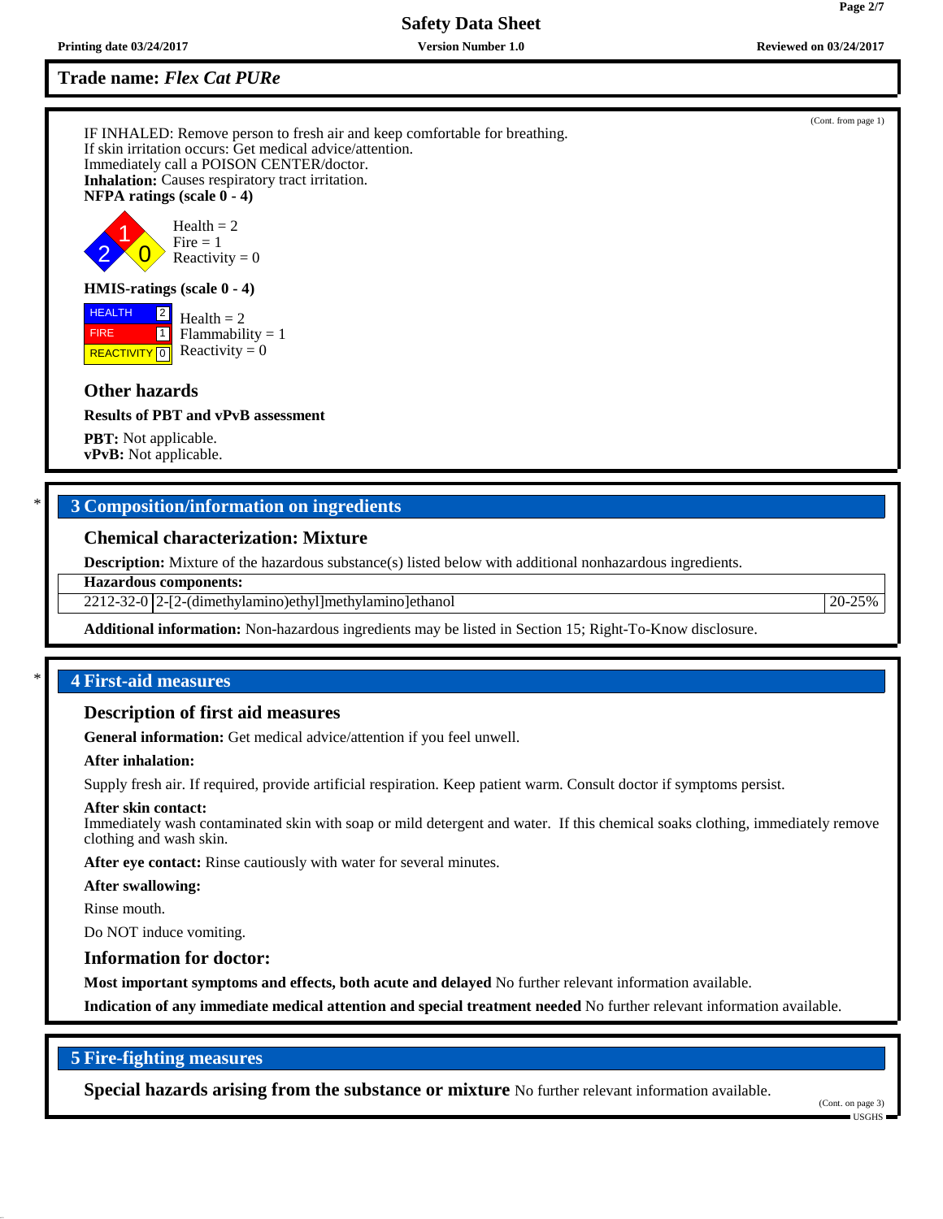**Trade name:** ***Flex Cat PURe***

(Cont. from page 1)

IF INHALED: Remove person to fresh air and keep comfortable for breathing.
If skin irritation occurs: Get medical advice/attention.
Immediately call a POISON CENTER/doctor.
**Inhalation:** Causes respiratory tract irritation.
**NFPA ratings (scale 0 - 4)**

Health = 2
Fire = 1
Reactivity = 0

**HMIS-ratings (scale 0 - 4)**

| | |
|---|---|
| HEALTH | 2 |
| FIRE | 1 |
| REACTIVITY | 0 |

Health = 2
Flammability = 1
Reactivity = 0

### Other hazards

**Results of PBT and vPvB assessment**

**PBT:** Not applicable.
**vPvB:** Not applicable.

## * 3 Composition/information on ingredients

### Chemical characterization: Mixture

**Description:** Mixture of the hazardous substance(s) listed below with additional nonhazardous ingredients.

| **Hazardous components:** | | |
|---|---|---|
| 2212-32-0 | 2-[2-(dimethylamino)ethyl]methylamino]ethanol | 20-25% |

**Additional information:** Non-hazardous ingredients may be listed in Section 15; Right-To-Know disclosure.

## * 4 First-aid measures

### Description of first aid measures

**General information:** Get medical advice/attention if you feel unwell.

**After inhalation:**

Supply fresh air. If required, provide artificial respiration. Keep patient warm. Consult doctor if symptoms persist.

**After skin contact:**
Immediately wash contaminated skin with soap or mild detergent and water. If this chemical soaks clothing, immediately remove clothing and wash skin.

**After eye contact:** Rinse cautiously with water for several minutes.

**After swallowing:**

Rinse mouth.

Do NOT induce vomiting.

### Information for doctor:

**Most important symptoms and effects, both acute and delayed** No further relevant information available.

**Indication of any immediate medical attention and special treatment needed** No further relevant information available.

## 5 Fire-fighting measures

**Special hazards arising from the substance or mixture** No further relevant information available.

(Cont. on page 3)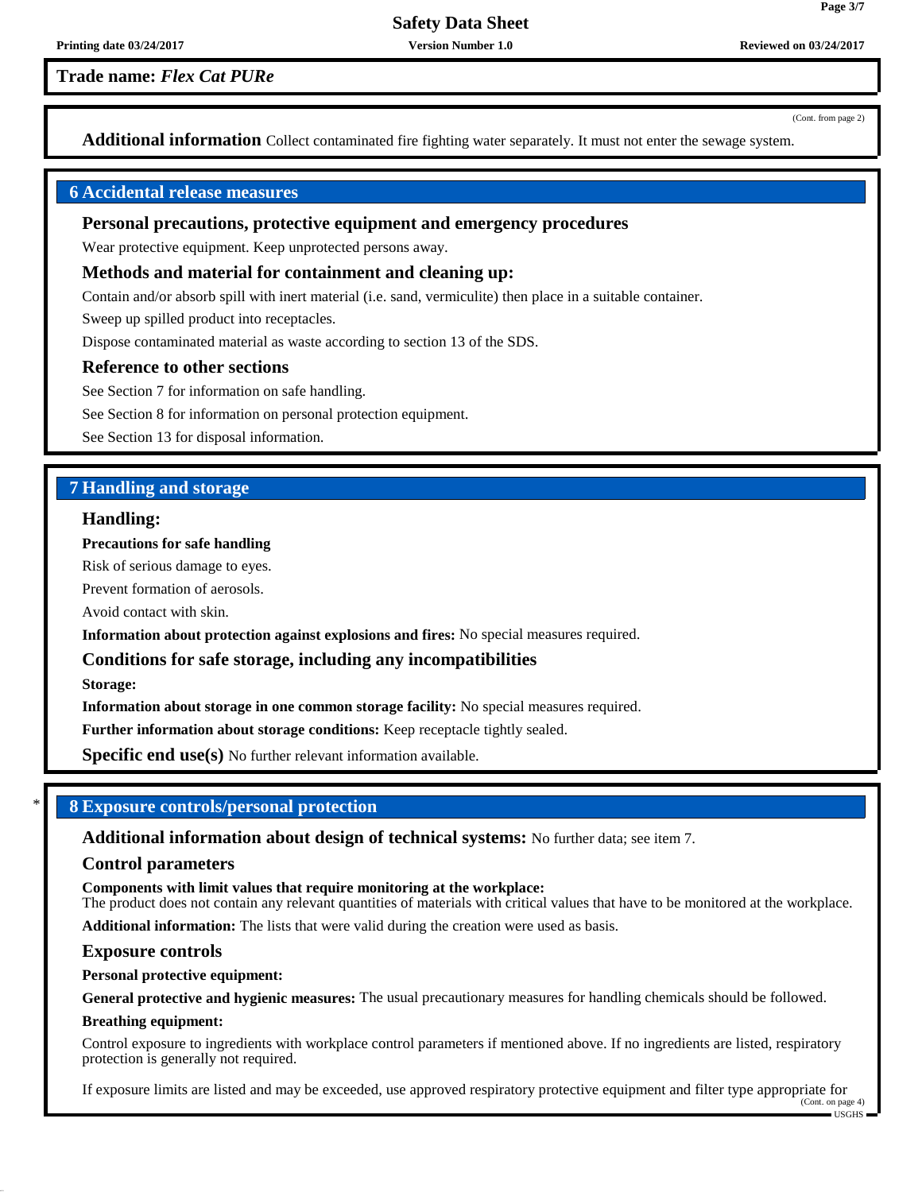**Trade name:** ***Flex Cat PURe***

(Cont. from page 2)

**Additional information** Collect contaminated fire fighting water separately. It must not enter the sewage system.

## 6 Accidental release measures

### Personal precautions, protective equipment and emergency procedures

Wear protective equipment. Keep unprotected persons away.

### Methods and material for containment and cleaning up:

Contain and/or absorb spill with inert material (i.e. sand, vermiculite) then place in a suitable container.

Sweep up spilled product into receptacles.

Dispose contaminated material as waste according to section 13 of the SDS.

### Reference to other sections

See Section 7 for information on safe handling.

See Section 8 for information on personal protection equipment.

See Section 13 for disposal information.

## 7 Handling and storage

### Handling:

**Precautions for safe handling**

Risk of serious damage to eyes.

Prevent formation of aerosols.

Avoid contact with skin.

**Information about protection against explosions and fires:** No special measures required.

### Conditions for safe storage, including any incompatibilities

**Storage:**

**Information about storage in one common storage facility:** No special measures required.

**Further information about storage conditions:** Keep receptacle tightly sealed.

**Specific end use(s)** No further relevant information available.

## * 8 Exposure controls/personal protection

**Additional information about design of technical systems:** No further data; see item 7.

### Control parameters

**Components with limit values that require monitoring at the workplace:**
The product does not contain any relevant quantities of materials with critical values that have to be monitored at the workplace.

**Additional information:** The lists that were valid during the creation were used as basis.

### Exposure controls

**Personal protective equipment:**

**General protective and hygienic measures:** The usual precautionary measures for handling chemicals should be followed.

**Breathing equipment:**

Control exposure to ingredients with workplace control parameters if mentioned above. If no ingredients are listed, respiratory protection is generally not required.

If exposure limits are listed and may be exceeded, use approved respiratory protective equipment and filter type appropriate for

(Cont. on page 4)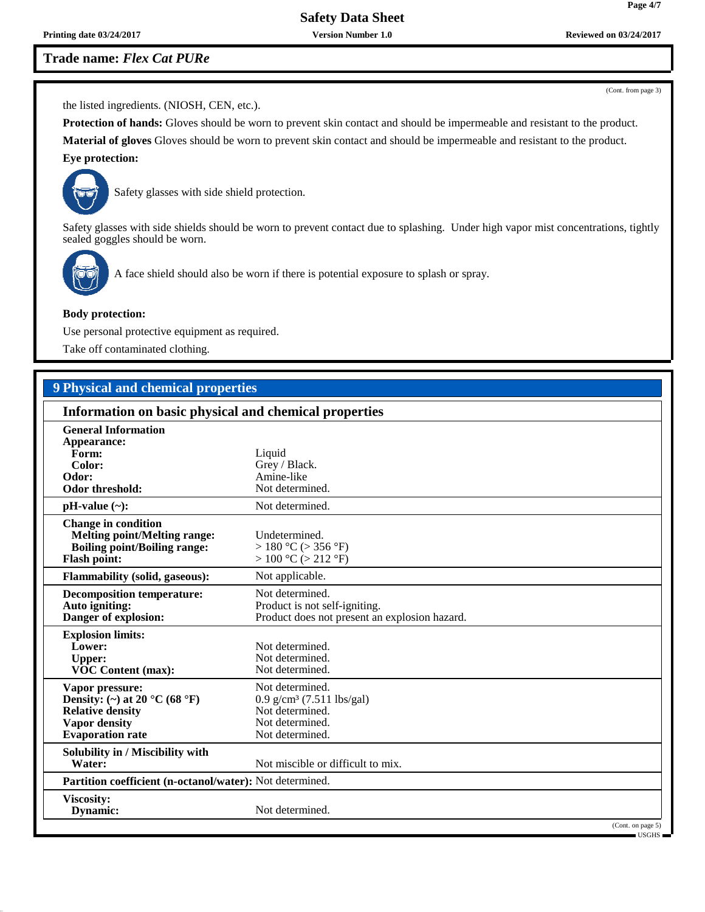**Trade name: *Flex Cat PURe***

(Cont. from page 3)

the listed ingredients. (NIOSH, CEN, etc.).

**Protection of hands:** Gloves should be worn to prevent skin contact and should be impermeable and resistant to the product.

**Material of gloves** Gloves should be worn to prevent skin contact and should be impermeable and resistant to the product.

**Eye protection:**

Safety glasses with side shield protection.

Safety glasses with side shields should be worn to prevent contact due to splashing. Under high vapor mist concentrations, tightly sealed goggles should be worn.

A face shield should also be worn if there is potential exposure to splash or spray.

**Body protection:**

Use personal protective equipment as required.

Take off contaminated clothing.

## 9 Physical and chemical properties

### Information on basic physical and chemical properties

| | |
|---|---|
| **General Information** | |
| **Appearance:** | |
| **Form:** | Liquid |
| **Color:** | Grey / Black. |
| **Odor:** | Amine-like |
| **Odor threshold:** | Not determined. |
| **pH-value (~):** | Not determined. |
| **Change in condition** | |
| **Melting point/Melting range:** | Undetermined. |
| **Boiling point/Boiling range:** | > 180 °C (> 356 °F) |
| **Flash point:** | > 100 °C (> 212 °F) |
| **Flammability (solid, gaseous):** | Not applicable. |
| **Decomposition temperature:** | Not determined. |
| **Auto igniting:** | Product is not self-igniting. |
| **Danger of explosion:** | Product does not present an explosion hazard. |
| **Explosion limits:** | |
| **Lower:** | Not determined. |
| **Upper:** | Not determined. |
| **VOC Content (max):** | Not determined. |
| **Vapor pressure:** | Not determined. |
| **Density: (~) at 20 °C (68 °F)** | 0.9 g/cm³ (7.511 lbs/gal) |
| **Relative density** | Not determined. |
| **Vapor density** | Not determined. |
| **Evaporation rate** | Not determined. |
| **Solubility in / Miscibility with** | |
| **Water:** | Not miscible or difficult to mix. |
| **Partition coefficient (n-octanol/water):** | Not determined. |
| **Viscosity:** | |
| **Dynamic:** | Not determined. |

(Cont. on page 5)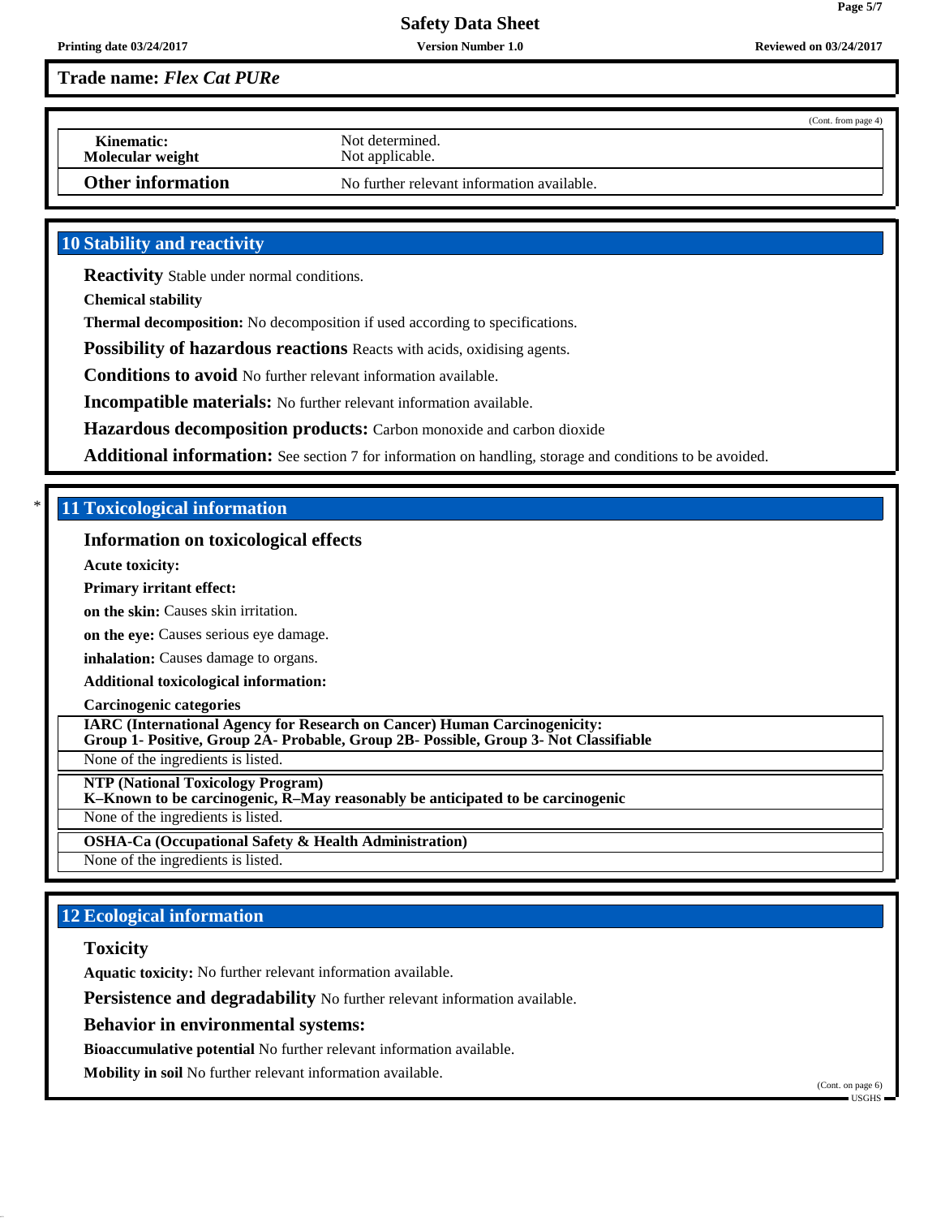**Trade name: *Flex Cat PURe***

(Cont. from page 4)

| | |
|---|---|
| **Kinematic:** | Not determined. |
| **Molecular weight** | Not applicable. |
| **Other information** | No further relevant information available. |

## 10 Stability and reactivity

**Reactivity** Stable under normal conditions.

**Chemical stability**

**Thermal decomposition:** No decomposition if used according to specifications.

**Possibility of hazardous reactions** Reacts with acids, oxidising agents.

**Conditions to avoid** No further relevant information available.

**Incompatible materials:** No further relevant information available.

**Hazardous decomposition products:** Carbon monoxide and carbon dioxide

**Additional information:** See section 7 for information on handling, storage and conditions to be avoided.

## * 11 Toxicological information

### Information on toxicological effects

**Acute toxicity:**

**Primary irritant effect:**

**on the skin:** Causes skin irritation.

**on the eye:** Causes serious eye damage.

**inhalation:** Causes damage to organs.

**Additional toxicological information:**

**Carcinogenic categories**

**IARC (International Agency for Research on Cancer) Human Carcinogenicity:**
**Group 1- Positive, Group 2A- Probable, Group 2B- Possible, Group 3- Not Classifiable**

None of the ingredients is listed.

**NTP (National Toxicology Program)**
**K–Known to be carcinogenic, R–May reasonably be anticipated to be carcinogenic**

None of the ingredients is listed.

**OSHA-Ca (Occupational Safety & Health Administration)**

None of the ingredients is listed.

## 12 Ecological information

### Toxicity

**Aquatic toxicity:** No further relevant information available.

**Persistence and degradability** No further relevant information available.

**Behavior in environmental systems:**

**Bioaccumulative potential** No further relevant information available.

**Mobility in soil** No further relevant information available.

(Cont. on page 6)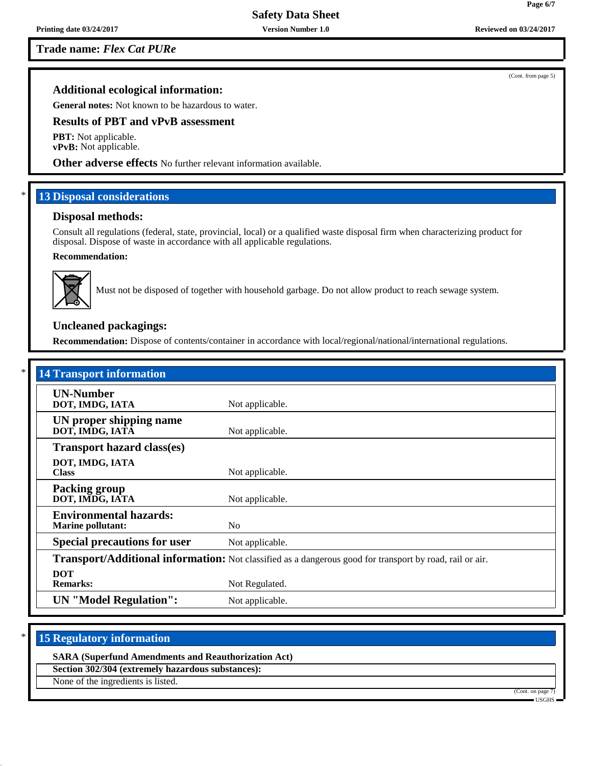Trade name: *Flex Cat PURe*

(Cont. from page 5)

### Additional ecological information:

**General notes:** Not known to be hazardous to water.

### Results of PBT and vPvB assessment

**PBT:** Not applicable.
**vPvB:** Not applicable.

**Other adverse effects** No further relevant information available.

## 13 Disposal considerations

### Disposal methods:

Consult all regulations (federal, state, provincial, local) or a qualified waste disposal firm when characterizing product for disposal. Dispose of waste in accordance with all applicable regulations.

**Recommendation:**

Must not be disposed of together with household garbage. Do not allow product to reach sewage system.

### Uncleaned packagings:

**Recommendation:** Dispose of contents/container in accordance with local/regional/national/international regulations.

## 14 Transport information

| | |
|---|---|
| **UN-Number** **DOT, IMDG, IATA** | Not applicable. |
| **UN proper shipping name** **DOT, IMDG, IATA** | Not applicable. |
| **Transport hazard class(es)** **DOT, IMDG, IATA** **Class** | Not applicable. |
| **Packing group** **DOT, IMDG, IATA** | Not applicable. |
| **Environmental hazards:** **Marine pollutant:** | No |
| **Special precautions for user** | Not applicable. |
| **Transport/Additional information:** | Not classified as a dangerous good for transport by road, rail or air. |
| **DOT** **Remarks:** | Not Regulated. |
| **UN "Model Regulation":** | Not applicable. |

## 15 Regulatory information

**SARA (Superfund Amendments and Reauthorization Act)**

**Section 302/304 (extremely hazardous substances):**

None of the ingredients is listed.

(Cont. on page 7)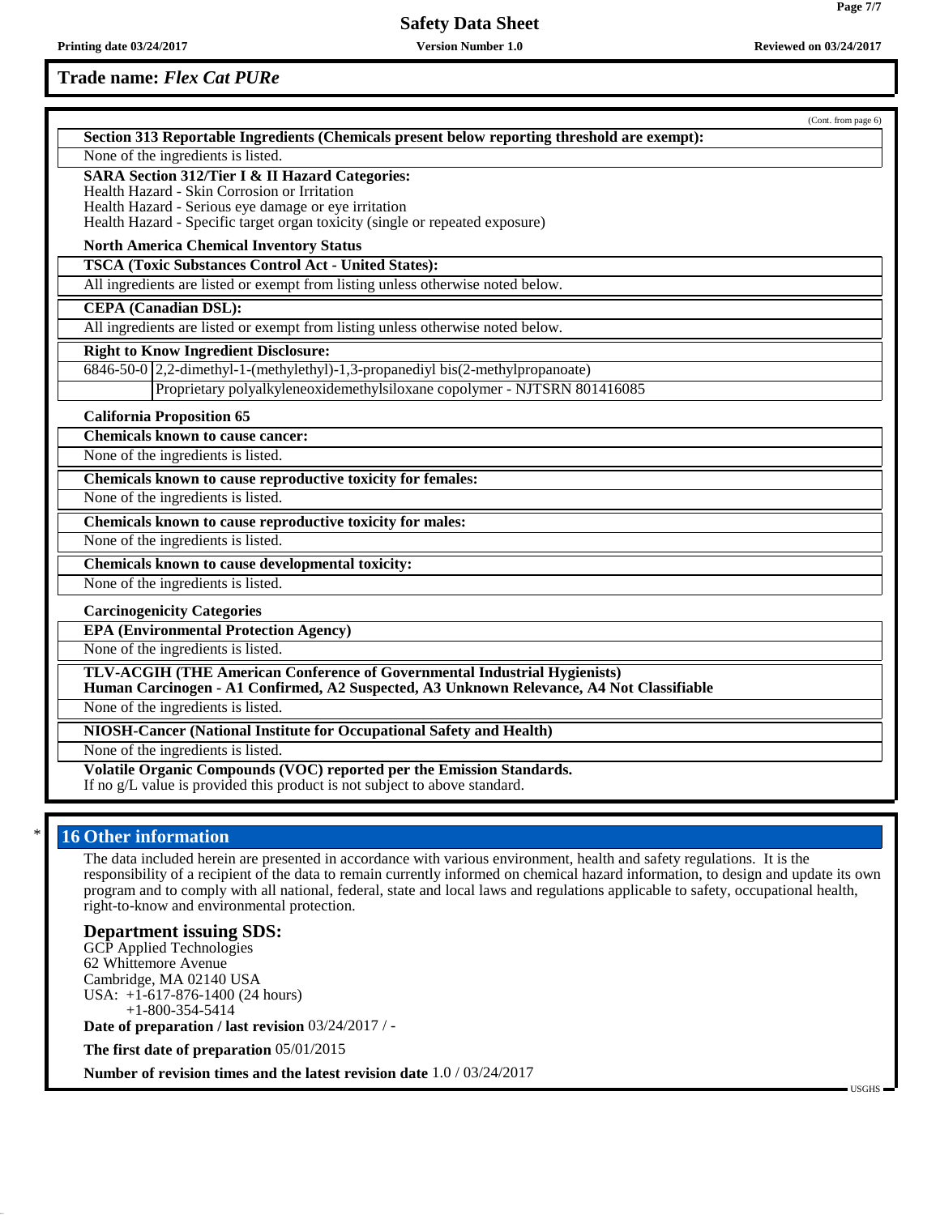**Trade name: *Flex Cat PURe***

(Cont. from page 6)

**Section 313 Reportable Ingredients (Chemicals present below reporting threshold are exempt):**

None of the ingredients is listed.

**SARA Section 312/Tier I & II Hazard Categories:**
Health Hazard - Skin Corrosion or Irritation
Health Hazard - Serious eye damage or eye irritation
Health Hazard - Specific target organ toxicity (single or repeated exposure)

**North America Chemical Inventory Status**

**TSCA (Toxic Substances Control Act - United States):**

All ingredients are listed or exempt from listing unless otherwise noted below.

**CEPA (Canadian DSL):**

All ingredients are listed or exempt from listing unless otherwise noted below.

**Right to Know Ingredient Disclosure:**

| | |
|---|---|
| 6846-50-0 | 2,2-dimethyl-1-(methylethyl)-1,3-propanediyl bis(2-methylpropanoate) |
| | Proprietary polyalkyleneoxidemethylsiloxane copolymer - NJTSRN 801416085 |

**California Proposition 65**

**Chemicals known to cause cancer:**

None of the ingredients is listed.

**Chemicals known to cause reproductive toxicity for females:**

None of the ingredients is listed.

**Chemicals known to cause reproductive toxicity for males:**

None of the ingredients is listed.

**Chemicals known to cause developmental toxicity:**

None of the ingredients is listed.

**Carcinogenicity Categories**

**EPA (Environmental Protection Agency)**

None of the ingredients is listed.

**TLV-ACGIH (THE American Conference of Governmental Industrial Hygienists)**
**Human Carcinogen - A1 Confirmed, A2 Suspected, A3 Unknown Relevance, A4 Not Classifiable**

None of the ingredients is listed.

**NIOSH-Cancer (National Institute for Occupational Safety and Health)**

None of the ingredients is listed.

**Volatile Organic Compounds (VOC) reported per the Emission Standards.**
If no g/L value is provided this product is not subject to above standard.

## * 16 Other information

The data included herein are presented in accordance with various environment, health and safety regulations. It is the responsibility of a recipient of the data to remain currently informed on chemical hazard information, to design and update its own program and to comply with all national, federal, state and local laws and regulations applicable to safety, occupational health, right-to-know and environmental protection.

### Department issuing SDS:

GCP Applied Technologies
62 Whittemore Avenue
Cambridge, MA 02140 USA
USA: +1-617-876-1400 (24 hours)
+1-800-354-5414

**Date of preparation / last revision** 03/24/2017 / -

**The first date of preparation** 05/01/2015

**Number of revision times and the latest revision date** 1.0 / 03/24/2017